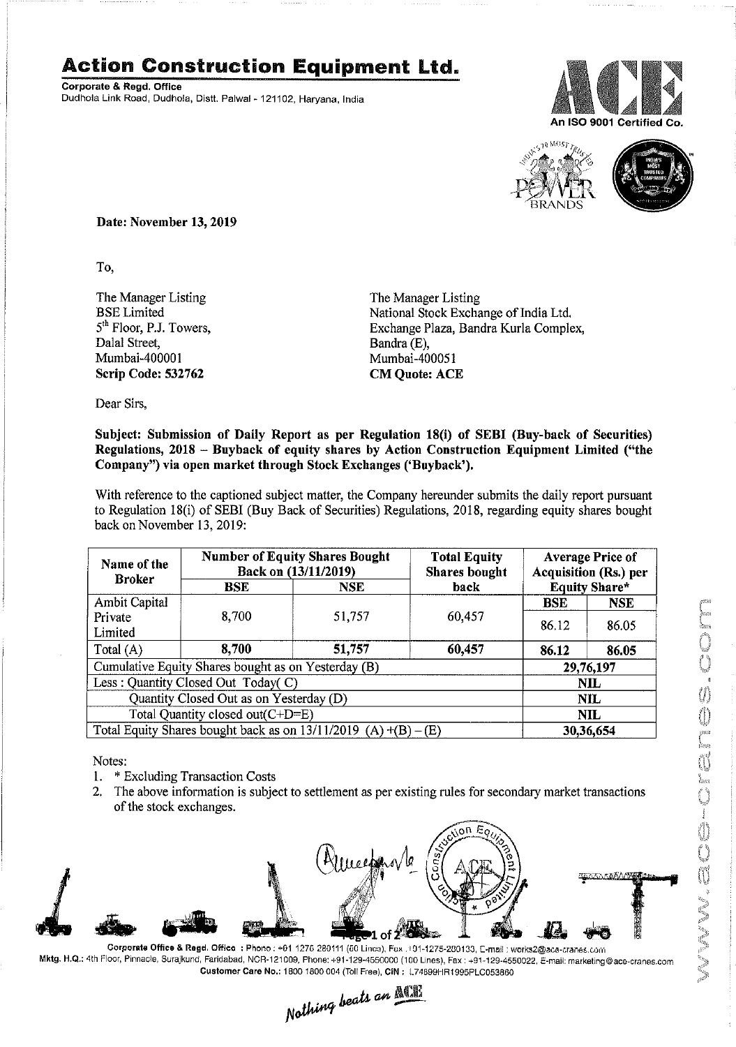# Action Construction Equipment Ltd.

**Corporate & Regd. Office**
Dudhola Link Road, Dudhola, Distt. Palwal - 121102, Haryana, India

An ISO 9001 Certified Co.

**Date: November 13, 2019**

To,

The Manager Listing
BSE Limited
5th Floor, P.J. Towers,
Dalal Street,
Mumbai-400001
**Scrip Code: 532762**

The Manager Listing
National Stock Exchange of India Ltd.
Exchange Plaza, Bandra Kurla Complex,
Bandra (E),
Mumbai-400051
**CM Quote: ACE**

Dear Sirs,

**Subject: Submission of Daily Report as per Regulation 18(i) of SEBI (Buy-back of Securities) Regulations, 2018 – Buyback of equity shares by Action Construction Equipment Limited ("the Company") via open market through Stock Exchanges ('Buyback').**

With reference to the captioned subject matter, the Company hereunder submits the daily report pursuant to Regulation 18(i) of SEBI (Buy Back of Securities) Regulations, 2018, regarding equity shares bought back on November 13, 2019:

| Name of the Broker | Number of Equity Shares Bought Back on (13/11/2019) | | Total Equity Shares bought back | Average Price of Acquisition (Rs.) per Equity Share* | |
|---|---|---|---|---|---|
| | BSE | NSE | | BSE | NSE |
| Ambit Capital Private Limited | 8,700 | 51,757 | 60,457 | 86.12 | 86.05 |
| Total (A) | **8,700** | **51,757** | **60,457** | **86.12** | **86.05** |
| Cumulative Equity Shares bought as on Yesterday (B) | | | | **29,76,197** | |
| Less : Quantity Closed Out Today( C) | | | | **NIL** | |
| Quantity Closed Out as on Yesterday (D) | | | | **NIL** | |
| Total Quantity closed out(C+D=E) | | | | **NIL** | |
| Total Equity Shares bought back as on 13/11/2019 (A) +(B) – (E) | | | | **30,36,654** | |

Notes:

1. * Excluding Transaction Costs
2. The above information is subject to settlement as per existing rules for secondary market transactions of the stock exchanges.

**Corporate Office & Regd. Office** : Phone : +91 1275 280111 (50 Lines), Fax : +91-1275-280133, E-mail : works2@ace-cranes.com
Mktg. H.Q.: 4th Floor, Pinnacle, Surajkund, Faridabad, NCR-121009, Phone: +91-129-4550000 (100 Lines), Fax : +91-129-4550022, E-mail: marketing@ace-cranes.com
Customer Care No.: 1800 1800 004 (Toll Free), CIN : L74899HR1995PLC053860

*Nothing beats an ACE*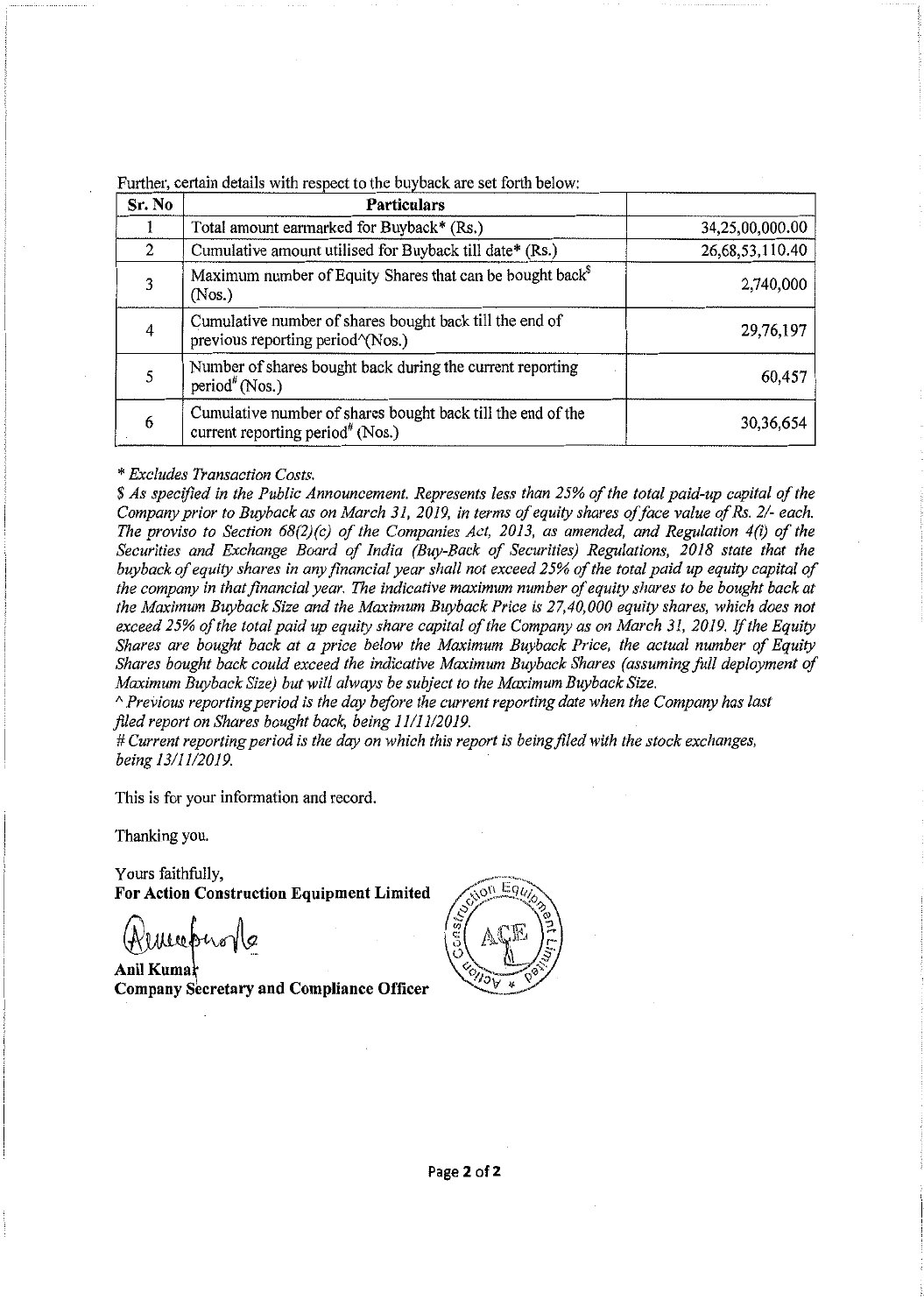Further, certain details with respect to the buyback are set forth below:

| Sr. No | Particulars | |
|---|---|---|
| 1 | Total amount earmarked for Buyback* (Rs.) | 34,25,00,000.00 |
| 2 | Cumulative amount utilised for Buyback till date* (Rs.) | 26,68,53,110.40 |
| 3 | Maximum number of Equity Shares that can be bought back$ (Nos.) | 2,740,000 |
| 4 | Cumulative number of shares bought back till the end of previous reporting period^(Nos.) | 29,76,197 |
| 5 | Number of shares bought back during the current reporting period# (Nos.) | 60,457 |
| 6 | Cumulative number of shares bought back till the end of the current reporting period# (Nos.) | 30,36,654 |

*\* Excludes Transaction Costs.*

*$ As specified in the Public Announcement. Represents less than 25% of the total paid-up capital of the Company prior to Buyback as on March 31, 2019, in terms of equity shares of face value of Rs. 2/- each. The proviso to Section 68(2)(c) of the Companies Act, 2013, as amended, and Regulation 4(i) of the Securities and Exchange Board of India (Buy-Back of Securities) Regulations, 2018 state that the buyback of equity shares in any financial year shall not exceed 25% of the total paid up equity capital of the company in that financial year. The indicative maximum number of equity shares to be bought back at the Maximum Buyback Size and the Maximum Buyback Price is 27,40,000 equity shares, which does not exceed 25% of the total paid up equity share capital of the Company as on March 31, 2019. If the Equity Shares are bought back at a price below the Maximum Buyback Price, the actual number of Equity Shares bought back could exceed the indicative Maximum Buyback Shares (assuming full deployment of Maximum Buyback Size) but will always be subject to the Maximum Buyback Size.*

*^ Previous reporting period is the day before the current reporting date when the Company has last filed report on Shares bought back, being 11/11/2019.*

*# Current reporting period is the day on which this report is being filed with the stock exchanges, being 13/11/2019.*

This is for your information and record.

Thanking you.

Yours faithfully,
**For Action Construction Equipment Limited**

**Anil Kumar**
**Company Secretary and Compliance Officer**